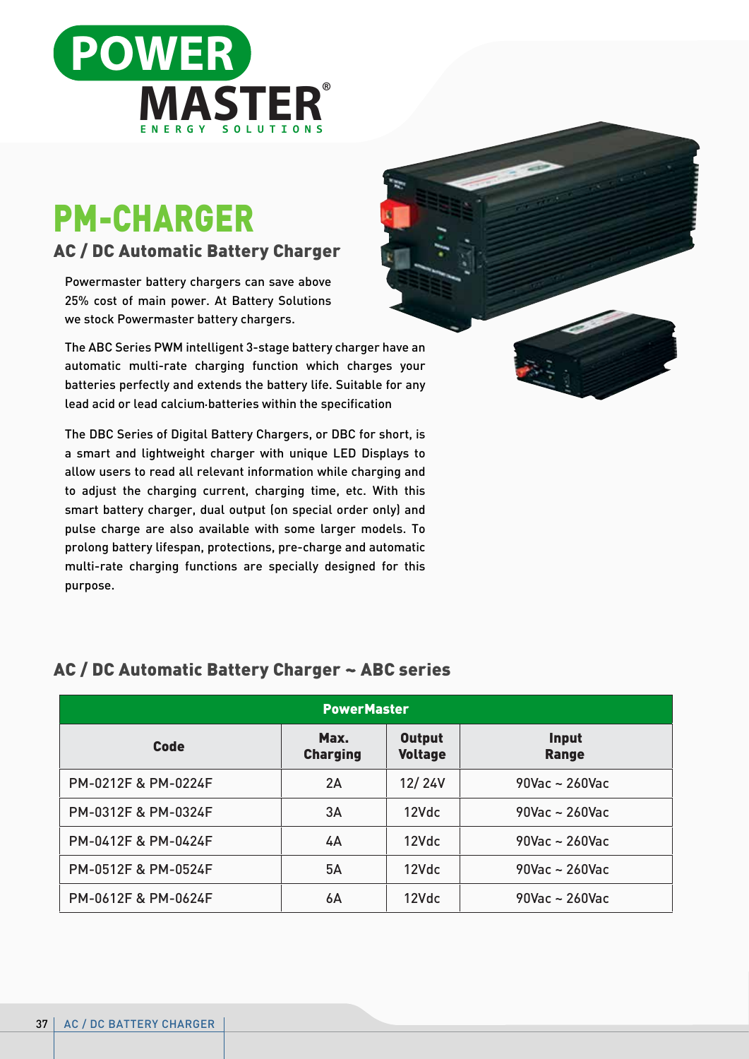# POWER MASTER®

ENERGY SOLUTIONS

# PM-CHARGER

## AC / DC Automatic Battery Charger

Powermaster battery chargers can save above 25% cost of main power. At Battery Solutions we stock Powermaster battery chargers.

The ABC Series PWM intelligent 3-stage battery charger have an automatic multi-rate charging function which charges your batteries perfectly and extends the battery life. Suitable for any lead acid or lead calcium·batteries within the specification

The DBC Series of Digital Battery Chargers, or DBC for short, is a smart and lightweight charger with unique LED Displays to allow users to read all relevant information while charging and to adjust the charging current, charging time, etc. With this smart battery charger, dual output (on special order only) and pulse charge are also available with some larger models. To prolong battery lifespan, protections, pre-charge and automatic multi-rate charging functions are specially designed for this purpose.

## AC / DC Automatic Battery Charger ~ ABC series

| PowerMaster | | | |
|---|---|---|---|
| **Code** | **Max. Charging** | **Output Voltage** | **Input Range** |
| PM-0212F & PM-0224F | 2A | 12/ 24V | 90Vac ~ 260Vac |
| PM-0312F & PM-0324F | 3A | 12Vdc | 90Vac ~ 260Vac |
| PM-0412F & PM-0424F | 4A | 12Vdc | 90Vac ~ 260Vac |
| PM-0512F & PM-0524F | 5A | 12Vdc | 90Vac ~ 260Vac |
| PM-0612F & PM-0624F | 6A | 12Vdc | 90Vac ~ 260Vac |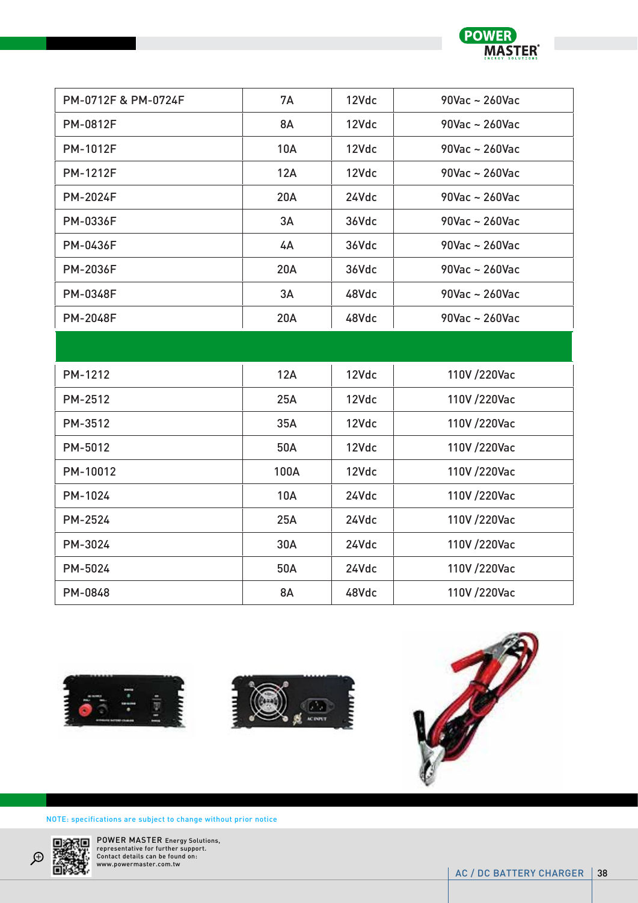| | | | |
|---|---|---|---|
| PM-0712F & PM-0724F | 7A | 12Vdc | 90Vac ~ 260Vac |
| PM-0812F | 8A | 12Vdc | 90Vac ~ 260Vac |
| PM-1012F | 10A | 12Vdc | 90Vac ~ 260Vac |
| PM-1212F | 12A | 12Vdc | 90Vac ~ 260Vac |
| PM-2024F | 20A | 24Vdc | 90Vac ~ 260Vac |
| PM-0336F | 3A | 36Vdc | 90Vac ~ 260Vac |
| PM-0436F | 4A | 36Vdc | 90Vac ~ 260Vac |
| PM-2036F | 20A | 36Vdc | 90Vac ~ 260Vac |
| PM-0348F | 3A | 48Vdc | 90Vac ~ 260Vac |
| PM-2048F | 20A | 48Vdc | 90Vac ~ 260Vac |

| | | | |
|---|---|---|---|
| PM-1212 | 12A | 12Vdc | 110V /220Vac |
| PM-2512 | 25A | 12Vdc | 110V /220Vac |
| PM-3512 | 35A | 12Vdc | 110V /220Vac |
| PM-5012 | 50A | 12Vdc | 110V /220Vac |
| PM-10012 | 100A | 12Vdc | 110V /220Vac |
| PM-1024 | 10A | 24Vdc | 110V /220Vac |
| PM-2524 | 25A | 24Vdc | 110V /220Vac |
| PM-3024 | 30A | 24Vdc | 110V /220Vac |
| PM-5024 | 50A | 24Vdc | 110V /220Vac |
| PM-0848 | 8A | 48Vdc | 110V /220Vac |

NOTE: specifications are subject to change without prior notice

POWER MASTER Energy Solutions, representative for further support. Contact details can be found on: www.powermaster.com.tw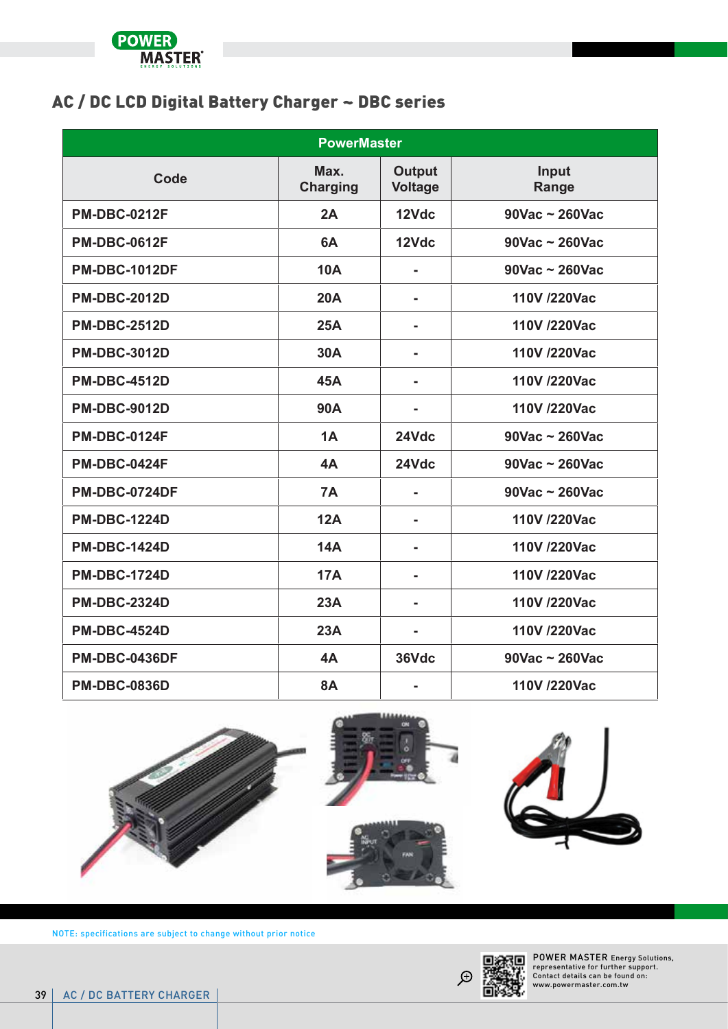## AC / DC LCD Digital Battery Charger ~ DBC series

| PowerMaster | | | |
|---|---|---|---|
| Code | Max. Charging | Output Voltage | Input Range |
| PM-DBC-0212F | 2A | 12Vdc | 90Vac ~ 260Vac |
| PM-DBC-0612F | 6A | 12Vdc | 90Vac ~ 260Vac |
| PM-DBC-1012DF | 10A | - | 90Vac ~ 260Vac |
| PM-DBC-2012D | 20A | - | 110V /220Vac |
| PM-DBC-2512D | 25A | - | 110V /220Vac |
| PM-DBC-3012D | 30A | - | 110V /220Vac |
| PM-DBC-4512D | 45A | - | 110V /220Vac |
| PM-DBC-9012D | 90A | - | 110V /220Vac |
| PM-DBC-0124F | 1A | 24Vdc | 90Vac ~ 260Vac |
| PM-DBC-0424F | 4A | 24Vdc | 90Vac ~ 260Vac |
| PM-DBC-0724DF | 7A | - | 90Vac ~ 260Vac |
| PM-DBC-1224D | 12A | - | 110V /220Vac |
| PM-DBC-1424D | 14A | - | 110V /220Vac |
| PM-DBC-1724D | 17A | - | 110V /220Vac |
| PM-DBC-2324D | 23A | - | 110V /220Vac |
| PM-DBC-4524D | 23A | - | 110V /220Vac |
| PM-DBC-0436DF | 4A | 36Vdc | 90Vac ~ 260Vac |
| PM-DBC-0836D | 8A | - | 110V /220Vac |

NOTE: specifications are subject to change without prior notice

POWER MASTER Energy Solutions, representative for further support. Contact details can be found on: www.powermaster.com.tw